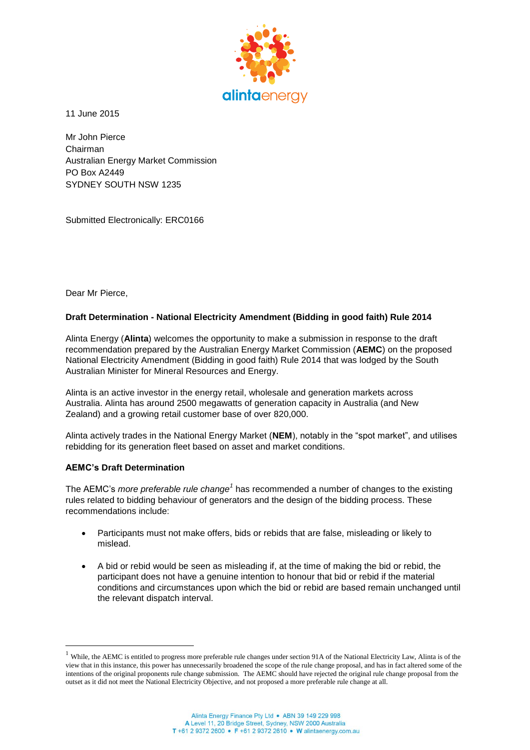11 June 2015

Mr John Pierce
Chairman
Australian Energy Market Commission
PO Box A2449
SYDNEY SOUTH NSW 1235

Submitted Electronically: ERC0166

Dear Mr Pierce,

**Draft Determination - National Electricity Amendment (Bidding in good faith) Rule 2014**

Alinta Energy (**Alinta**) welcomes the opportunity to make a submission in response to the draft recommendation prepared by the Australian Energy Market Commission (**AEMC**) on the proposed National Electricity Amendment (Bidding in good faith) Rule 2014 that was lodged by the South Australian Minister for Mineral Resources and Energy.

Alinta is an active investor in the energy retail, wholesale and generation markets across Australia. Alinta has around 2500 megawatts of generation capacity in Australia (and New Zealand) and a growing retail customer base of over 820,000.

Alinta actively trades in the National Energy Market (**NEM**), notably in the "spot market", and utilises rebidding for its generation fleet based on asset and market conditions.

**AEMC's Draft Determination**

The AEMC's *more preferable rule change*[1] has recommended a number of changes to the existing rules related to bidding behaviour of generators and the design of the bidding process. These recommendations include:

- Participants must not make offers, bids or rebids that are false, misleading or likely to mislead.
- A bid or rebid would be seen as misleading if, at the time of making the bid or rebid, the participant does not have a genuine intention to honour that bid or rebid if the material conditions and circumstances upon which the bid or rebid are based remain unchanged until the relevant dispatch interval.

[1] While, the AEMC is entitled to progress more preferable rule changes under section 91A of the National Electricity Law, Alinta is of the view that in this instance, this power has unnecessarily broadened the scope of the rule change proposal, and has in fact altered some of the intentions of the original proponents rule change submission. The AEMC should have rejected the original rule change proposal from the outset as it did not meet the National Electricity Objective, and not proposed a more preferable rule change at all.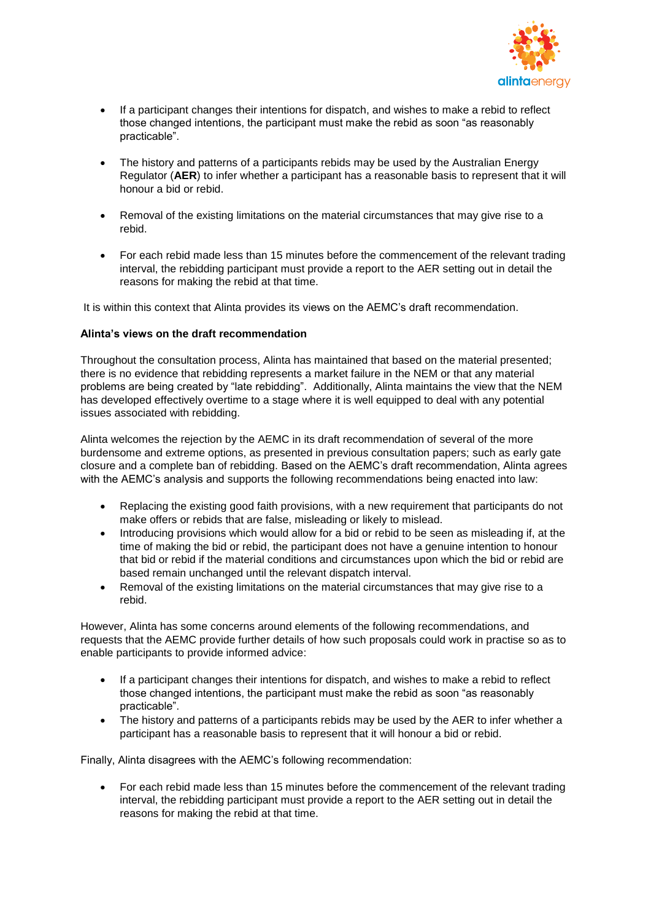- If a participant changes their intentions for dispatch, and wishes to make a rebid to reflect those changed intentions, the participant must make the rebid as soon "as reasonably practicable".

- The history and patterns of a participants rebids may be used by the Australian Energy Regulator (**AER**) to infer whether a participant has a reasonable basis to represent that it will honour a bid or rebid.

- Removal of the existing limitations on the material circumstances that may give rise to a rebid.

- For each rebid made less than 15 minutes before the commencement of the relevant trading interval, the rebidding participant must provide a report to the AER setting out in detail the reasons for making the rebid at that time.

It is within this context that Alinta provides its views on the AEMC's draft recommendation.

**Alinta's views on the draft recommendation**

Throughout the consultation process, Alinta has maintained that based on the material presented; there is no evidence that rebidding represents a market failure in the NEM or that any material problems are being created by "late rebidding". Additionally, Alinta maintains the view that the NEM has developed effectively overtime to a stage where it is well equipped to deal with any potential issues associated with rebidding.

Alinta welcomes the rejection by the AEMC in its draft recommendation of several of the more burdensome and extreme options, as presented in previous consultation papers; such as early gate closure and a complete ban of rebidding. Based on the AEMC's draft recommendation, Alinta agrees with the AEMC's analysis and supports the following recommendations being enacted into law:

- Replacing the existing good faith provisions, with a new requirement that participants do not make offers or rebids that are false, misleading or likely to mislead.
- Introducing provisions which would allow for a bid or rebid to be seen as misleading if, at the time of making the bid or rebid, the participant does not have a genuine intention to honour that bid or rebid if the material conditions and circumstances upon which the bid or rebid are based remain unchanged until the relevant dispatch interval.
- Removal of the existing limitations on the material circumstances that may give rise to a rebid.

However, Alinta has some concerns around elements of the following recommendations, and requests that the AEMC provide further details of how such proposals could work in practise so as to enable participants to provide informed advice:

- If a participant changes their intentions for dispatch, and wishes to make a rebid to reflect those changed intentions, the participant must make the rebid as soon "as reasonably practicable".
- The history and patterns of a participants rebids may be used by the AER to infer whether a participant has a reasonable basis to represent that it will honour a bid or rebid.

Finally, Alinta disagrees with the AEMC's following recommendation:

- For each rebid made less than 15 minutes before the commencement of the relevant trading interval, the rebidding participant must provide a report to the AER setting out in detail the reasons for making the rebid at that time.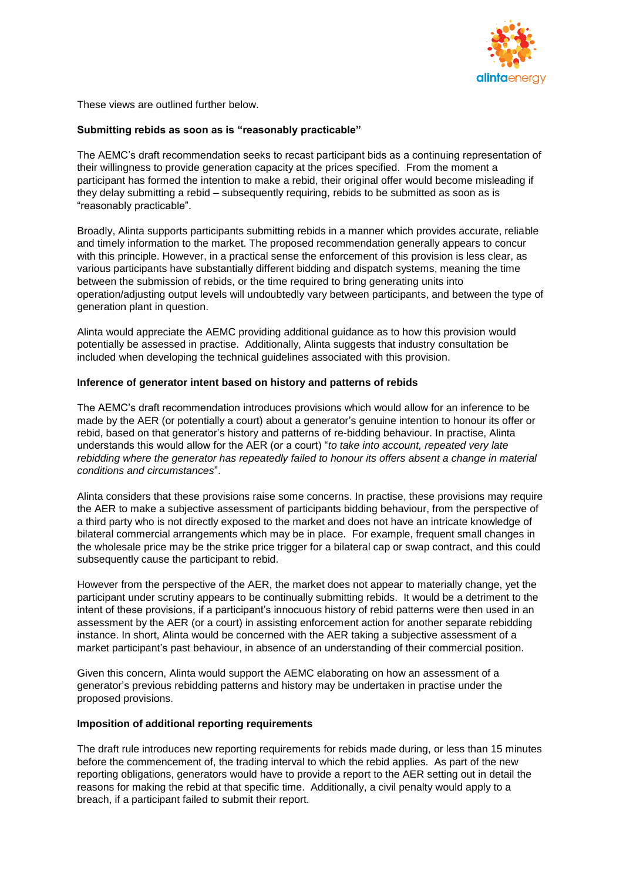These views are outlined further below.

**Submitting rebids as soon as is "reasonably practicable"**

The AEMC's draft recommendation seeks to recast participant bids as a continuing representation of their willingness to provide generation capacity at the prices specified. From the moment a participant has formed the intention to make a rebid, their original offer would become misleading if they delay submitting a rebid – subsequently requiring, rebids to be submitted as soon as is "reasonably practicable".

Broadly, Alinta supports participants submitting rebids in a manner which provides accurate, reliable and timely information to the market. The proposed recommendation generally appears to concur with this principle. However, in a practical sense the enforcement of this provision is less clear, as various participants have substantially different bidding and dispatch systems, meaning the time between the submission of rebids, or the time required to bring generating units into operation/adjusting output levels will undoubtedly vary between participants, and between the type of generation plant in question.

Alinta would appreciate the AEMC providing additional guidance as to how this provision would potentially be assessed in practise. Additionally, Alinta suggests that industry consultation be included when developing the technical guidelines associated with this provision.

**Inference of generator intent based on history and patterns of rebids**

The AEMC's draft recommendation introduces provisions which would allow for an inference to be made by the AER (or potentially a court) about a generator's genuine intention to honour its offer or rebid, based on that generator's history and patterns of re-bidding behaviour. In practise, Alinta understands this would allow for the AER (or a court) "*to take into account, repeated very late rebidding where the generator has repeatedly failed to honour its offers absent a change in material conditions and circumstances*".

Alinta considers that these provisions raise some concerns. In practise, these provisions may require the AER to make a subjective assessment of participants bidding behaviour, from the perspective of a third party who is not directly exposed to the market and does not have an intricate knowledge of bilateral commercial arrangements which may be in place. For example, frequent small changes in the wholesale price may be the strike price trigger for a bilateral cap or swap contract, and this could subsequently cause the participant to rebid.

However from the perspective of the AER, the market does not appear to materially change, yet the participant under scrutiny appears to be continually submitting rebids. It would be a detriment to the intent of these provisions, if a participant's innocuous history of rebid patterns were then used in an assessment by the AER (or a court) in assisting enforcement action for another separate rebidding instance. In short, Alinta would be concerned with the AER taking a subjective assessment of a market participant's past behaviour, in absence of an understanding of their commercial position.

Given this concern, Alinta would support the AEMC elaborating on how an assessment of a generator's previous rebidding patterns and history may be undertaken in practise under the proposed provisions.

**Imposition of additional reporting requirements**

The draft rule introduces new reporting requirements for rebids made during, or less than 15 minutes before the commencement of, the trading interval to which the rebid applies. As part of the new reporting obligations, generators would have to provide a report to the AER setting out in detail the reasons for making the rebid at that specific time. Additionally, a civil penalty would apply to a breach, if a participant failed to submit their report.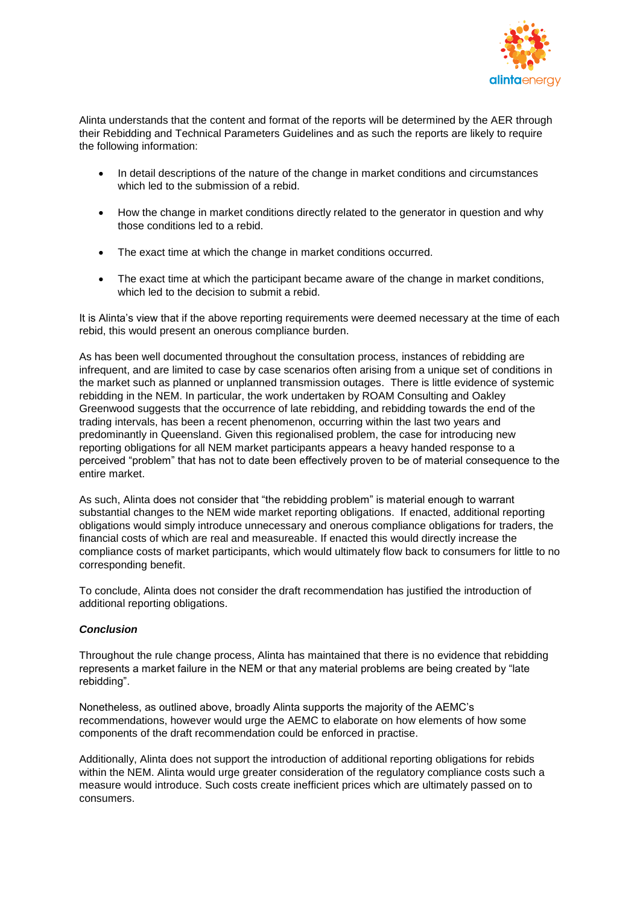Alinta understands that the content and format of the reports will be determined by the AER through their Rebidding and Technical Parameters Guidelines and as such the reports are likely to require the following information:

- In detail descriptions of the nature of the change in market conditions and circumstances which led to the submission of a rebid.
- How the change in market conditions directly related to the generator in question and why those conditions led to a rebid.
- The exact time at which the change in market conditions occurred.
- The exact time at which the participant became aware of the change in market conditions, which led to the decision to submit a rebid.

It is Alinta's view that if the above reporting requirements were deemed necessary at the time of each rebid, this would present an onerous compliance burden.

As has been well documented throughout the consultation process, instances of rebidding are infrequent, and are limited to case by case scenarios often arising from a unique set of conditions in the market such as planned or unplanned transmission outages. There is little evidence of systemic rebidding in the NEM. In particular, the work undertaken by ROAM Consulting and Oakley Greenwood suggests that the occurrence of late rebidding, and rebidding towards the end of the trading intervals, has been a recent phenomenon, occurring within the last two years and predominantly in Queensland. Given this regionalised problem, the case for introducing new reporting obligations for all NEM market participants appears a heavy handed response to a perceived "problem" that has not to date been effectively proven to be of material consequence to the entire market.

As such, Alinta does not consider that "the rebidding problem" is material enough to warrant substantial changes to the NEM wide market reporting obligations. If enacted, additional reporting obligations would simply introduce unnecessary and onerous compliance obligations for traders, the financial costs of which are real and measureable. If enacted this would directly increase the compliance costs of market participants, which would ultimately flow back to consumers for little to no corresponding benefit.

To conclude, Alinta does not consider the draft recommendation has justified the introduction of additional reporting obligations.

***Conclusion***

Throughout the rule change process, Alinta has maintained that there is no evidence that rebidding represents a market failure in the NEM or that any material problems are being created by "late rebidding".

Nonetheless, as outlined above, broadly Alinta supports the majority of the AEMC's recommendations, however would urge the AEMC to elaborate on how elements of how some components of the draft recommendation could be enforced in practise.

Additionally, Alinta does not support the introduction of additional reporting obligations for rebids within the NEM. Alinta would urge greater consideration of the regulatory compliance costs such a measure would introduce. Such costs create inefficient prices which are ultimately passed on to consumers.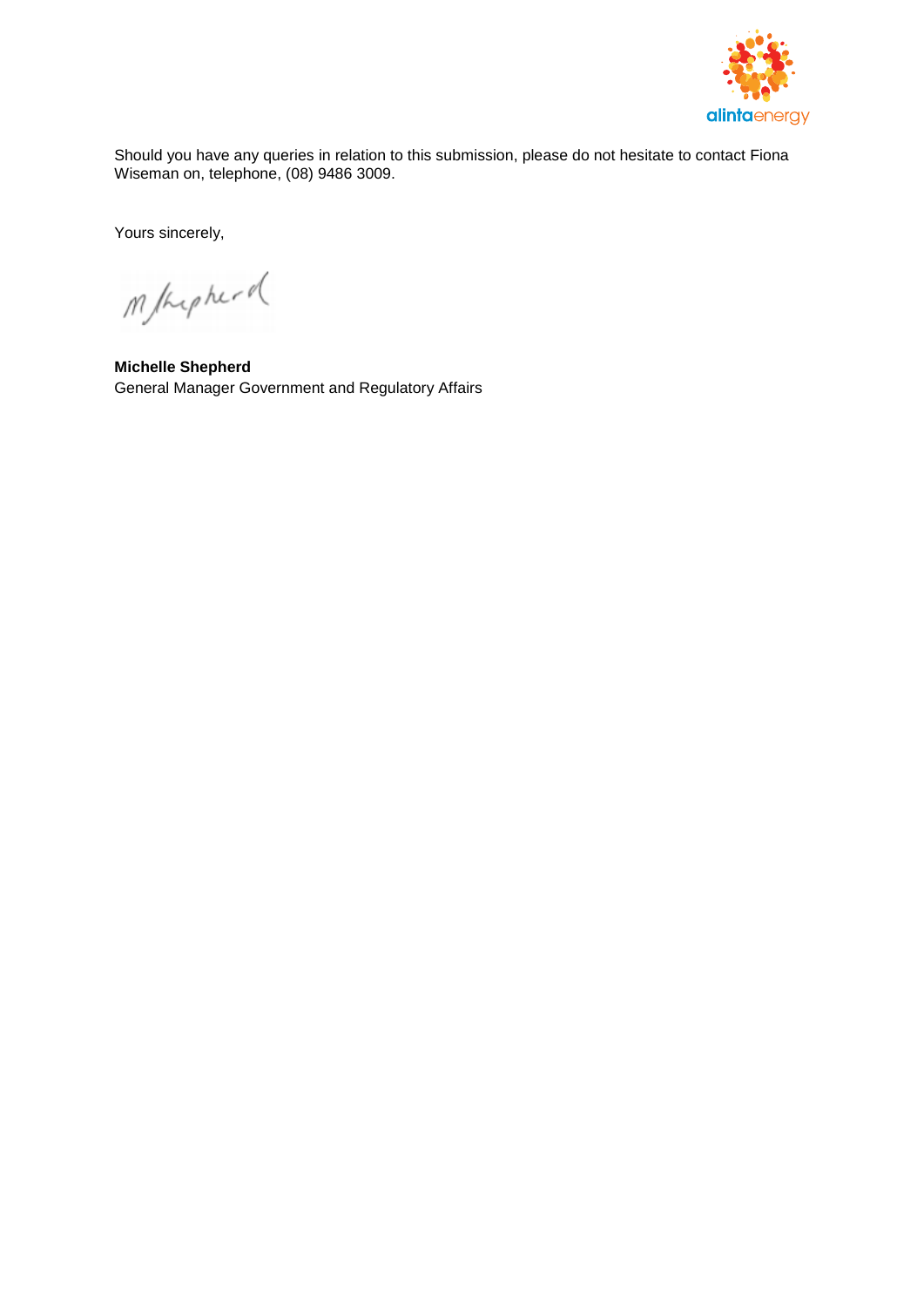Should you have any queries in relation to this submission, please do not hesitate to contact Fiona Wiseman on, telephone, (08) 9486 3009.

Yours sincerely,

**Michelle Shepherd**
General Manager Government and Regulatory Affairs